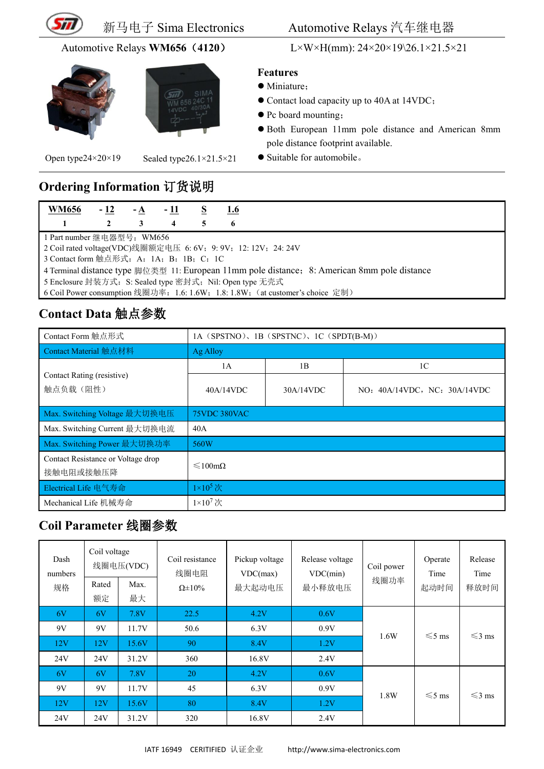新马电子 Sima Electronics　　Automotive Relays 汽车继电器

Automotive Relays **WM656（4120）**　　L×W×H(mm): 24×20×19\26.1×21.5×21

Open type24×20×19　　Sealed type26.1×21.5×21

## Features

- Miniature；
- Contact load capacity up to 40A at 14VDC；
- Pc board mounting；
- Both European 11mm pole distance and American 8mm pole distance footprint available.
- Suitable for automobile。

## Ordering Information 订货说明

| WM656 | - 12 | - A | - 11 | S | 1.6 |
|---|---|---|---|---|---|
| 1 | 2 | 3 | 4 | 5 | 6 |

1 Part number 继电器型号：WM656
2 Coil rated voltage(VDC)线圈额定电压 6: 6V；9: 9V；12: 12V；24: 24V
3 Contact form 触点形式：A：1A；B：1B；C：1C
4 Terminal distance type 脚位类型 11: European 11mm pole distance；8: American 8mm pole distance
5 Enclosure 封装方式：S: Sealed type 密封式；Nil: Open type 无壳式
6 Coil Power consumption 线圈功率：1.6: 1.6W；1.8: 1.8W；（at customer's choice 定制）

## Contact Data 触点参数

| Contact Form 触点形式 | 1A（SPSTNO）、1B（SPSTNC）、1C（SPDT(B-M)） | | |
|---|---|---|---|
| Contact Material 触点材料 | Ag Alloy | | |
| Contact Rating (resistive) 触点负载（阻性） | 1A | 1B | 1C |
| | 40A/14VDC | 30A/14VDC | NO：40A/14VDC，NC：30A/14VDC |
| Max. Switching Voltage 最大切换电压 | 75VDC 380VAC | | |
| Max. Switching Current 最大切换电流 | 40A | | |
| Max. Switching Power 最大切换功率 | 560W | | |
| Contact Resistance or Voltage drop 接触电阻或接触压降 | ≤100mΩ | | |
| Electrical Life 电气寿命 | $1\times10^5$ 次 | | |
| Mechanical Life 机械寿命 | $1\times10^7$ 次 | | |

## Coil Parameter 线圈参数

| Dash numbers 规格 | Coil voltage 线圈电压(VDC) | | Coil resistance 线圈电阻 Ω±10% | Pickup voltage VDC(max) 最大起动电压 | Release voltage VDC(min) 最小释放电压 | Coil power 线圈功率 | Operate Time 起动时间 | Release Time 释放时间 |
|---|---|---|---|---|---|---|---|---|
| | Rated 额定 | Max. 最大 | | | | | | |
| 6V | 6V | 7.8V | 22.5 | 4.2V | 0.6V | 1.6W | ≤5 ms | ≤3 ms |
| 9V | 9V | 11.7V | 50.6 | 6.3V | 0.9V | | | |
| 12V | 12V | 15.6V | 90 | 8.4V | 1.2V | | | |
| 24V | 24V | 31.2V | 360 | 16.8V | 2.4V | | | |
| 6V | 6V | 7.8V | 20 | 4.2V | 0.6V | 1.8W | ≤5 ms | ≤3 ms |
| 9V | 9V | 11.7V | 45 | 6.3V | 0.9V | | | |
| 12V | 12V | 15.6V | 80 | 8.4V | 1.2V | | | |
| 24V | 24V | 31.2V | 320 | 16.8V | 2.4V | | | |

IATF 16949　CERITIFIED 认证企业　　http://www.sima-electronics.com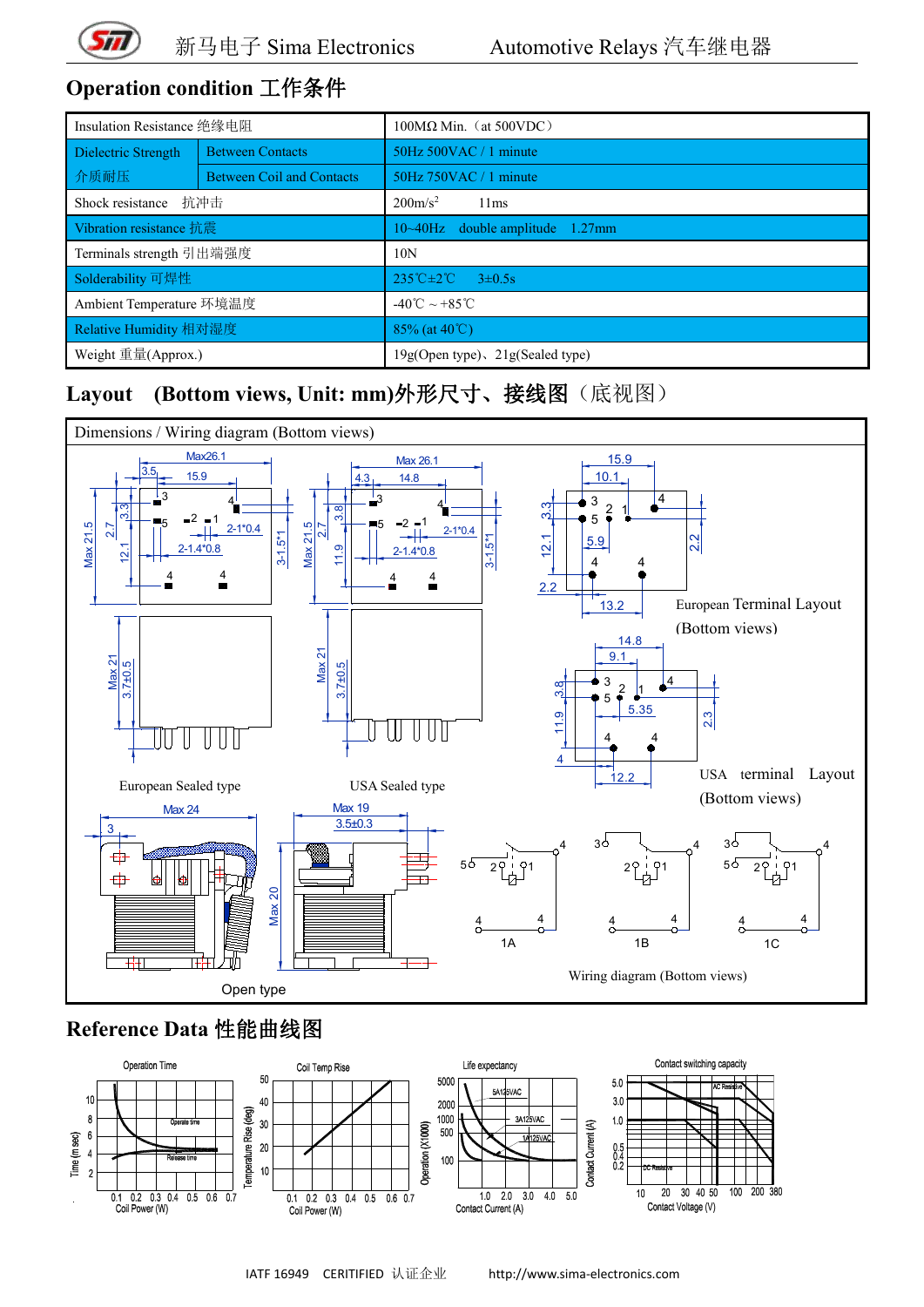## Operation condition 工作条件

| | | |
|---|---|---|
| Insulation Resistance 绝缘电阻 | | 100MΩ Min.（at 500VDC） |
| Dielectric Strength 介质耐压 | Between Contacts | 50Hz 500VAC / 1 minute |
| | Between Coil and Contacts | 50Hz 750VAC / 1 minute |
| Shock resistance 抗冲击 | | 200m/s² 11ms |
| Vibration resistance 抗震 | | 10~40Hz double amplitude 1.27mm |
| Terminals strength 引出端强度 | | 10N |
| Solderability 可焊性 | | 235℃±2℃ 3±0.5s |
| Ambient Temperature 环境温度 | | -40℃ ~ +85℃ |
| Relative Humidity 相对湿度 | | 85% (at 40℃) |
| Weight 重量(Approx.) | | 19g(Open type)、21g(Sealed type) |

## Layout (Bottom views, Unit: mm)外形尺寸、接线图（底视图）

Dimensions / Wiring diagram (Bottom views)

Max26.1
3.5
15.9
3
4
5
2
1
2-1*0.4
2-1.4*0.8
Max 21.5
2.7
3.3
12.1
3-1.5*1
4
4
Max 21
3.7±0.5

European Sealed type

Max 26.1
4.3
14.8
3
4
5
2
1
2-1*0.4
2-1.4*0.8
Max 21.5
2.7
3.8
11.9
3-1.5*1
4
4
Max 21
3.7±0.5

USA Sealed type

15.9
10.1
3
2
1
4
5
5.9
4
4
3.3
12.1
2.2
2.2
13.2

European Terminal Layout (Bottom views)

14.8
9.1
3
2
1
4
5
5.35
4
4
3.8
11.9
2.3
4
12.2

USA terminal Layout (Bottom views)

Max 24
3
Max 19
3.5±0.3
Max 20

Open type

5
2
1
4
4
4
1A
3
2
1
4
4
4
1B
3
5
2
1
4
4
4
1C

Wiring diagram (Bottom views)

## Reference Data 性能曲线图

Operation Time
Time (m sec)
10
8
6
4
2
Operate time
Release time
0.1 0.2 0.3 0.4 0.5 0.6 0.7
Coil Power (W)

Coil Temp Rise
Temperature Rise (deg)
50
40
30
20
10
0.1 0.2 0.3 0.4 0.5 0.6 0.7
Coil Power (W)

Life expectancy
Operation (X1000)
5000
2000
1000
500
100
5A125VAC
3A125VAC
1A125VAC
1.0 2.0 3.0 4.0 5.0
Contact Current (A)

Contact switching capacity
Contact Current (A)
5.0
3.0
1.0
0.5
0.4
0.2
AC Resistive
DC Resistive
10 20 30 40 50 100 200 380
Contact Voltage (V)

IATF 16949 CERITIFIED 认证企业 http://www.sima-electronics.com